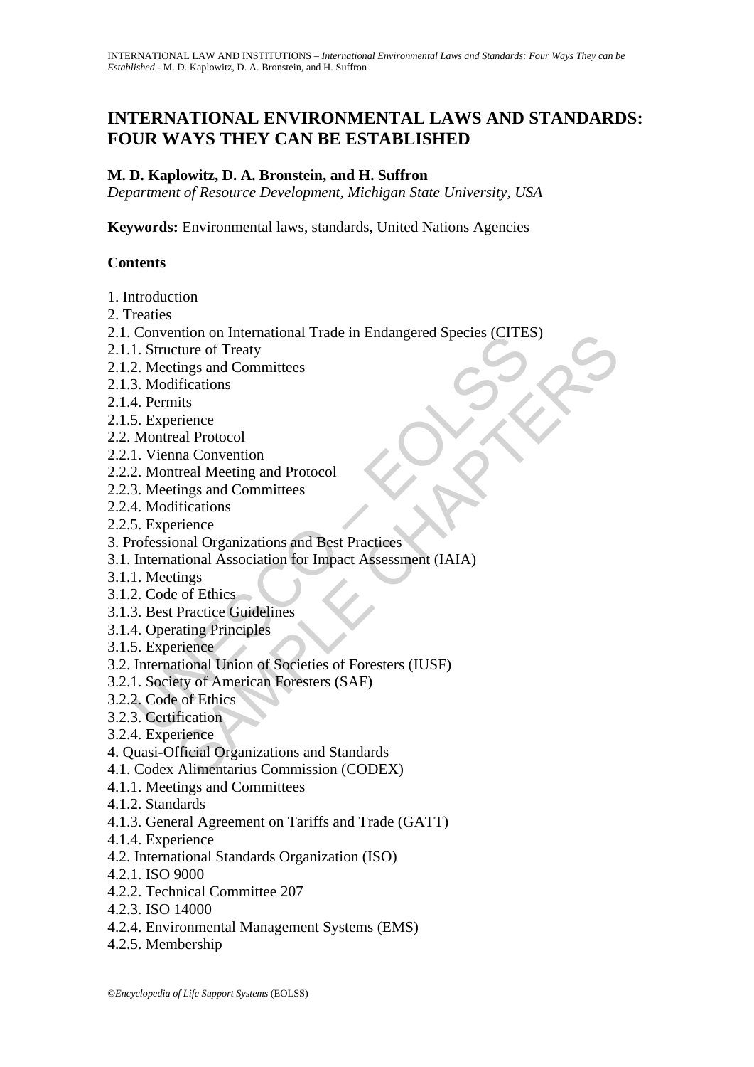# INTERNATIONAL ENVIRONMENTAL LAWS AND STANDARDS: FOUR WAYS THEY CAN BE ESTABLISHED

**M. D. Kaplowitz, D. A. Bronstein, and H. Suffron**

*Department of Resource Development, Michigan State University, USA*

**Keywords:** Environmental laws, standards, United Nations Agencies

**Contents**

1. Introduction
2. Treaties
2.1. Convention on International Trade in Endangered Species (CITES)
2.1.1. Structure of Treaty
2.1.2. Meetings and Committees
2.1.3. Modifications
2.1.4. Permits
2.1.5. Experience
2.2. Montreal Protocol
2.2.1. Vienna Convention
2.2.2. Montreal Meeting and Protocol
2.2.3. Meetings and Committees
2.2.4. Modifications
2.2.5. Experience
3. Professional Organizations and Best Practices
3.1. International Association for Impact Assessment (IAIA)
3.1.1. Meetings
3.1.2. Code of Ethics
3.1.3. Best Practice Guidelines
3.1.4. Operating Principles
3.1.5. Experience
3.2. International Union of Societies of Foresters (IUSF)
3.2.1. Society of American Foresters (SAF)
3.2.2. Code of Ethics
3.2.3. Certification
3.2.4. Experience
4. Quasi-Official Organizations and Standards
4.1. Codex Alimentarius Commission (CODEX)
4.1.1. Meetings and Committees
4.1.2. Standards
4.1.3. General Agreement on Tariffs and Trade (GATT)
4.1.4. Experience
4.2. International Standards Organization (ISO)
4.2.1. ISO 9000
4.2.2. Technical Committee 207
4.2.3. ISO 14000
4.2.4. Environmental Management Systems (EMS)
4.2.5. Membership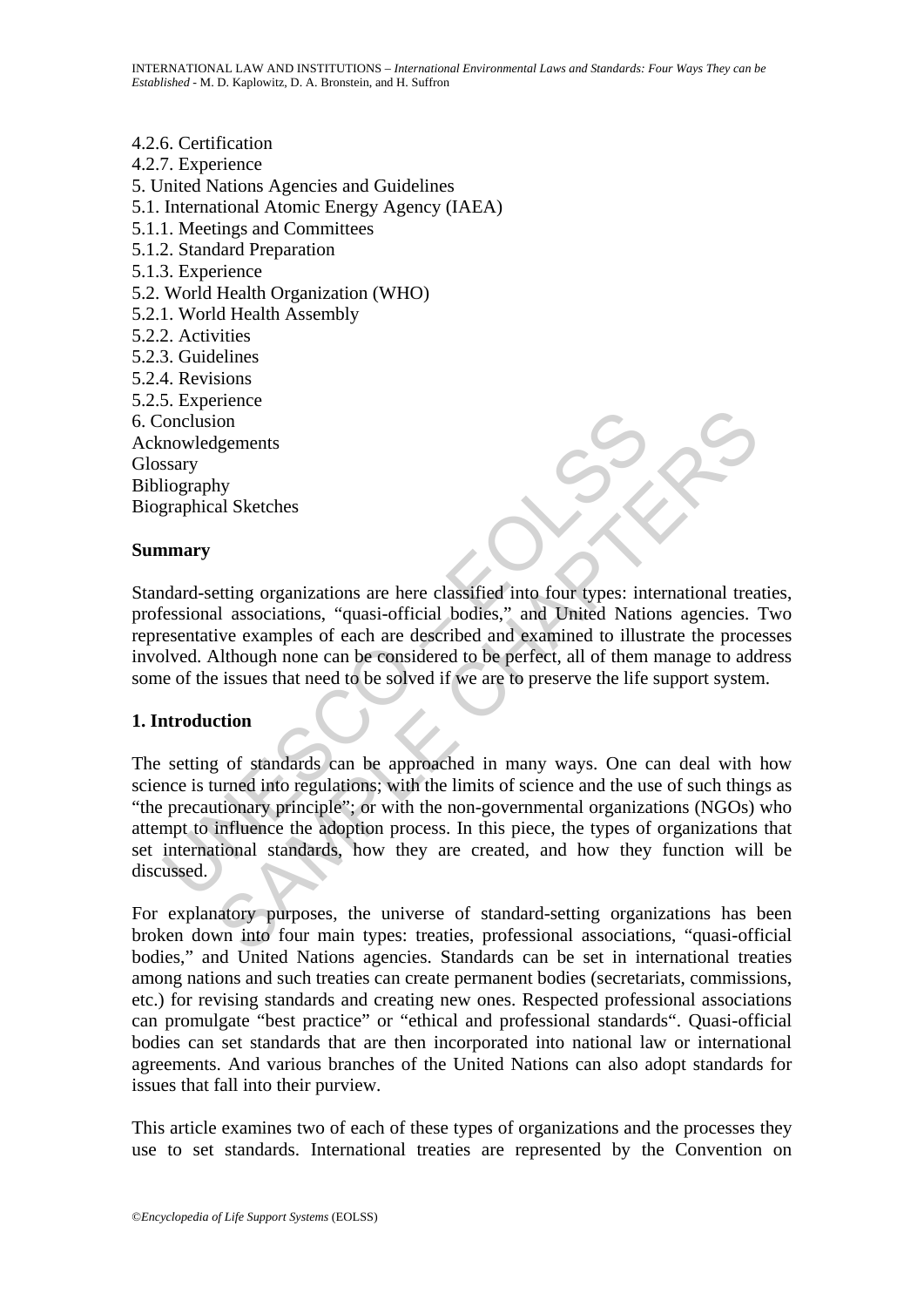4.2.6. Certification
4.2.7. Experience
5. United Nations Agencies and Guidelines
5.1. International Atomic Energy Agency (IAEA)
5.1.1. Meetings and Committees
5.1.2. Standard Preparation
5.1.3. Experience
5.2. World Health Organization (WHO)
5.2.1. World Health Assembly
5.2.2. Activities
5.2.3. Guidelines
5.2.4. Revisions
5.2.5. Experience
6. Conclusion
Acknowledgements
Glossary
Bibliography
Biographical Sketches

## Summary

Standard-setting organizations are here classified into four types: international treaties, professional associations, "quasi-official bodies," and United Nations agencies. Two representative examples of each are described and examined to illustrate the processes involved. Although none can be considered to be perfect, all of them manage to address some of the issues that need to be solved if we are to preserve the life support system.

## 1. Introduction

The setting of standards can be approached in many ways. One can deal with how science is turned into regulations; with the limits of science and the use of such things as "the precautionary principle"; or with the non-governmental organizations (NGOs) who attempt to influence the adoption process. In this piece, the types of organizations that set international standards, how they are created, and how they function will be discussed.

For explanatory purposes, the universe of standard-setting organizations has been broken down into four main types: treaties, professional associations, "quasi-official bodies," and United Nations agencies. Standards can be set in international treaties among nations and such treaties can create permanent bodies (secretariats, commissions, etc.) for revising standards and creating new ones. Respected professional associations can promulgate "best practice" or "ethical and professional standards". Quasi-official bodies can set standards that are then incorporated into national law or international agreements. And various branches of the United Nations can also adopt standards for issues that fall into their purview.

This article examines two of each of these types of organizations and the processes they use to set standards. International treaties are represented by the Convention on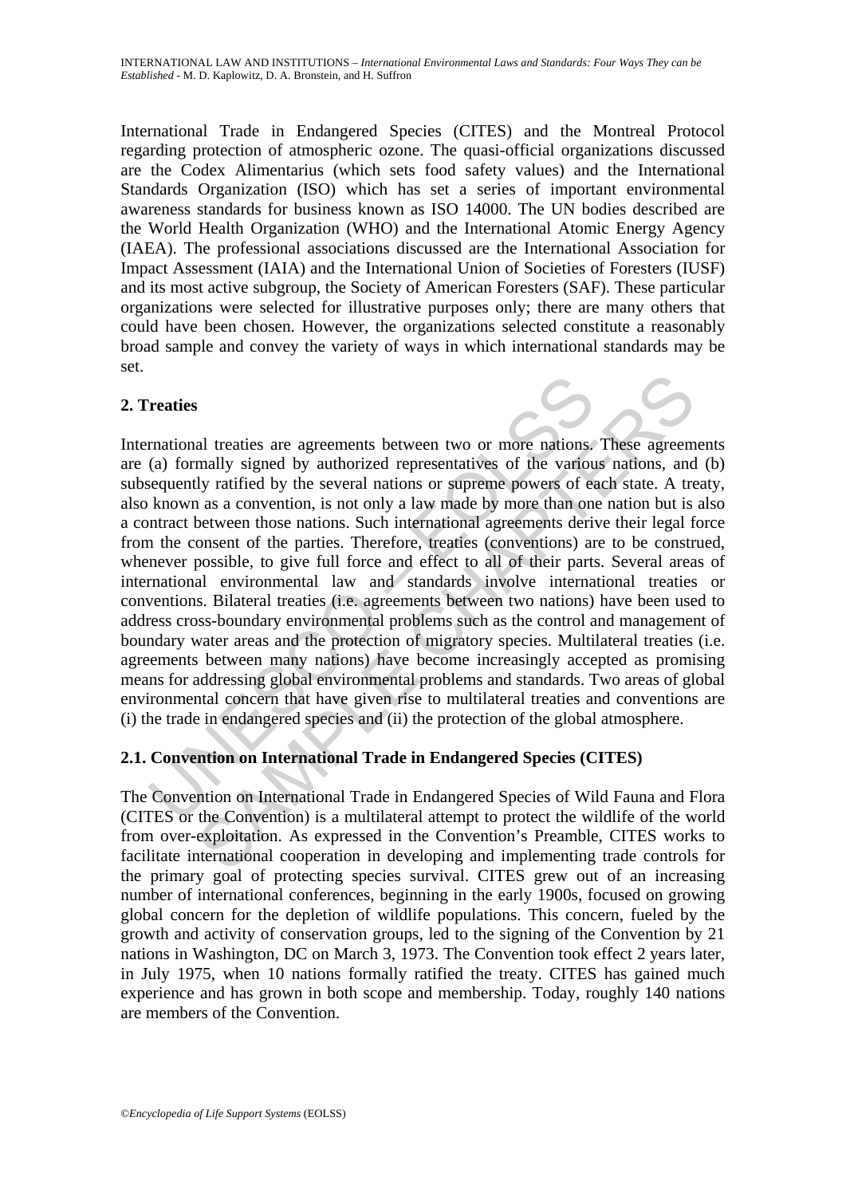International Trade in Endangered Species (CITES) and the Montreal Protocol regarding protection of atmospheric ozone. The quasi-official organizations discussed are the Codex Alimentarius (which sets food safety values) and the International Standards Organization (ISO) which has set a series of important environmental awareness standards for business known as ISO 14000. The UN bodies described are the World Health Organization (WHO) and the International Atomic Energy Agency (IAEA). The professional associations discussed are the International Association for Impact Assessment (IAIA) and the International Union of Societies of Foresters (IUSF) and its most active subgroup, the Society of American Foresters (SAF). These particular organizations were selected for illustrative purposes only; there are many others that could have been chosen. However, the organizations selected constitute a reasonably broad sample and convey the variety of ways in which international standards may be set.

## 2. Treaties

International treaties are agreements between two or more nations. These agreements are (a) formally signed by authorized representatives of the various nations, and (b) subsequently ratified by the several nations or supreme powers of each state. A treaty, also known as a convention, is not only a law made by more than one nation but is also a contract between those nations. Such international agreements derive their legal force from the consent of the parties. Therefore, treaties (conventions) are to be construed, whenever possible, to give full force and effect to all of their parts. Several areas of international environmental law and standards involve international treaties or conventions. Bilateral treaties (i.e. agreements between two nations) have been used to address cross-boundary environmental problems such as the control and management of boundary water areas and the protection of migratory species. Multilateral treaties (i.e. agreements between many nations) have become increasingly accepted as promising means for addressing global environmental problems and standards. Two areas of global environmental concern that have given rise to multilateral treaties and conventions are (i) the trade in endangered species and (ii) the protection of the global atmosphere.

### 2.1. Convention on International Trade in Endangered Species (CITES)

The Convention on International Trade in Endangered Species of Wild Fauna and Flora (CITES or the Convention) is a multilateral attempt to protect the wildlife of the world from over-exploitation. As expressed in the Convention's Preamble, CITES works to facilitate international cooperation in developing and implementing trade controls for the primary goal of protecting species survival. CITES grew out of an increasing number of international conferences, beginning in the early 1900s, focused on growing global concern for the depletion of wildlife populations. This concern, fueled by the growth and activity of conservation groups, led to the signing of the Convention by 21 nations in Washington, DC on March 3, 1973. The Convention took effect 2 years later, in July 1975, when 10 nations formally ratified the treaty. CITES has gained much experience and has grown in both scope and membership. Today, roughly 140 nations are members of the Convention.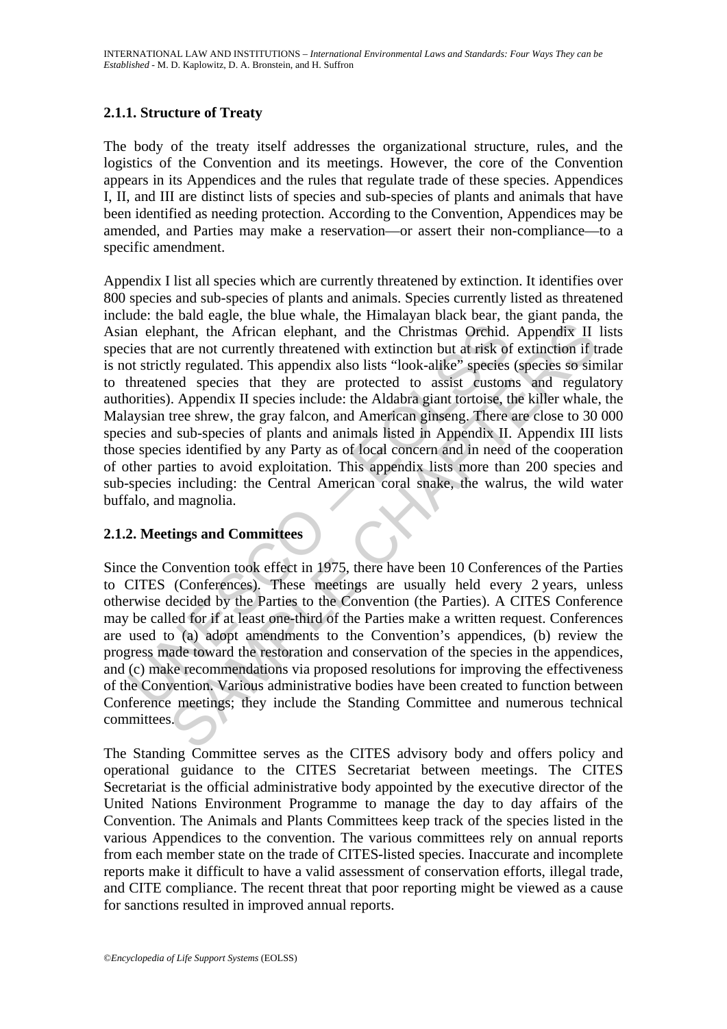### 2.1.1. Structure of Treaty

The body of the treaty itself addresses the organizational structure, rules, and the logistics of the Convention and its meetings. However, the core of the Convention appears in its Appendices and the rules that regulate trade of these species. Appendices I, II, and III are distinct lists of species and sub-species of plants and animals that have been identified as needing protection. According to the Convention, Appendices may be amended, and Parties may make a reservation—or assert their non-compliance—to a specific amendment.

Appendix I list all species which are currently threatened by extinction. It identifies over 800 species and sub-species of plants and animals. Species currently listed as threatened include: the bald eagle, the blue whale, the Himalayan black bear, the giant panda, the Asian elephant, the African elephant, and the Christmas Orchid. Appendix II lists species that are not currently threatened with extinction but at risk of extinction if trade is not strictly regulated. This appendix also lists "look-alike" species (species so similar to threatened species that they are protected to assist customs and regulatory authorities). Appendix II species include: the Aldabra giant tortoise, the killer whale, the Malaysian tree shrew, the gray falcon, and American ginseng. There are close to 30 000 species and sub-species of plants and animals listed in Appendix II. Appendix III lists those species identified by any Party as of local concern and in need of the cooperation of other parties to avoid exploitation. This appendix lists more than 200 species and sub-species including: the Central American coral snake, the walrus, the wild water buffalo, and magnolia.

### 2.1.2. Meetings and Committees

Since the Convention took effect in 1975, there have been 10 Conferences of the Parties to CITES (Conferences). These meetings are usually held every 2 years, unless otherwise decided by the Parties to the Convention (the Parties). A CITES Conference may be called for if at least one-third of the Parties make a written request. Conferences are used to (a) adopt amendments to the Convention's appendices, (b) review the progress made toward the restoration and conservation of the species in the appendices, and (c) make recommendations via proposed resolutions for improving the effectiveness of the Convention. Various administrative bodies have been created to function between Conference meetings; they include the Standing Committee and numerous technical committees.

The Standing Committee serves as the CITES advisory body and offers policy and operational guidance to the CITES Secretariat between meetings. The CITES Secretariat is the official administrative body appointed by the executive director of the United Nations Environment Programme to manage the day to day affairs of the Convention. The Animals and Plants Committees keep track of the species listed in the various Appendices to the convention. The various committees rely on annual reports from each member state on the trade of CITES-listed species. Inaccurate and incomplete reports make it difficult to have a valid assessment of conservation efforts, illegal trade, and CITE compliance. The recent threat that poor reporting might be viewed as a cause for sanctions resulted in improved annual reports.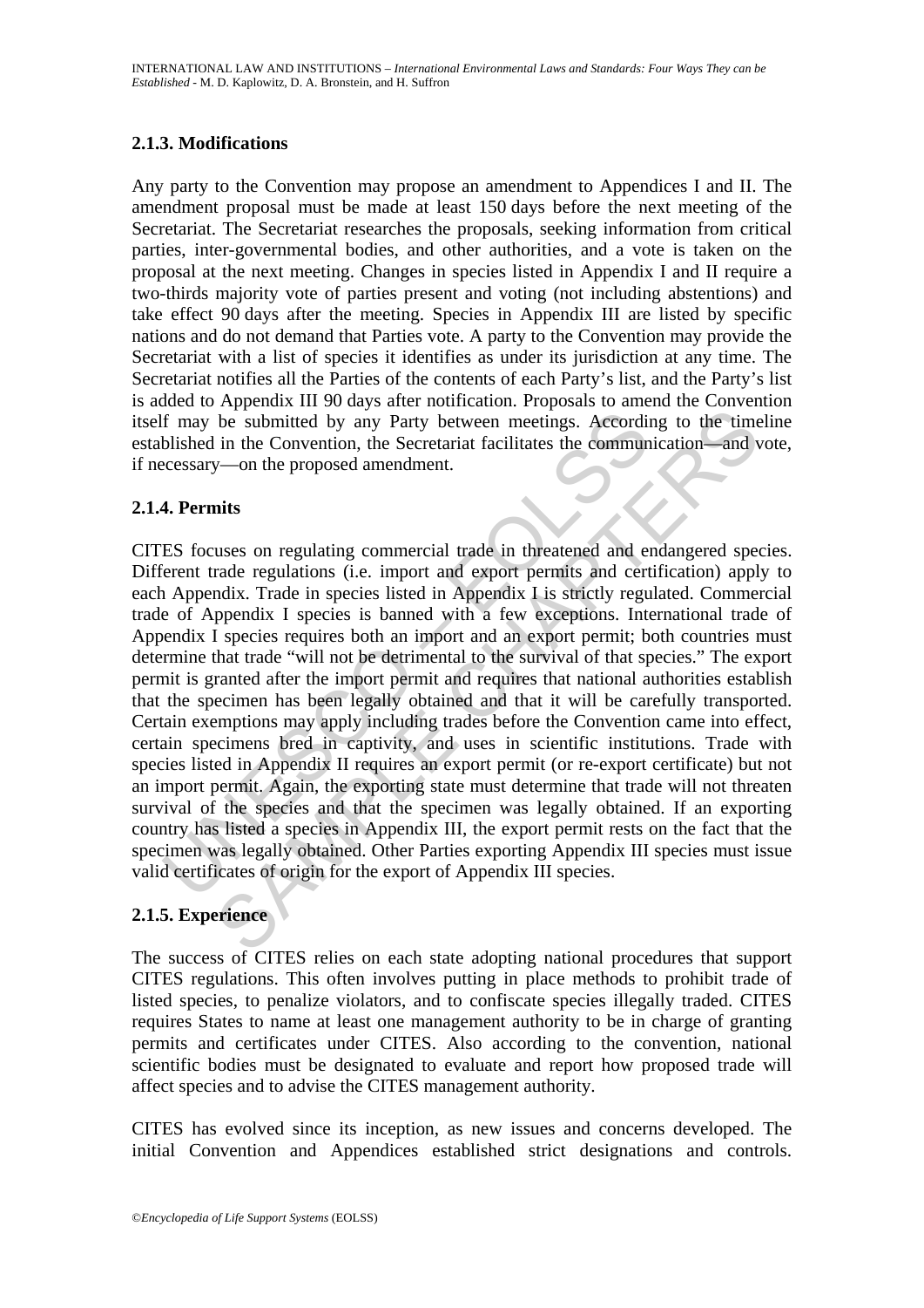### 2.1.3. Modifications

Any party to the Convention may propose an amendment to Appendices I and II. The amendment proposal must be made at least 150 days before the next meeting of the Secretariat. The Secretariat researches the proposals, seeking information from critical parties, inter-governmental bodies, and other authorities, and a vote is taken on the proposal at the next meeting. Changes in species listed in Appendix I and II require a two-thirds majority vote of parties present and voting (not including abstentions) and take effect 90 days after the meeting. Species in Appendix III are listed by specific nations and do not demand that Parties vote. A party to the Convention may provide the Secretariat with a list of species it identifies as under its jurisdiction at any time. The Secretariat notifies all the Parties of the contents of each Party's list, and the Party's list is added to Appendix III 90 days after notification. Proposals to amend the Convention itself may be submitted by any Party between meetings. According to the timeline established in the Convention, the Secretariat facilitates the communication—and vote, if necessary—on the proposed amendment.

### 2.1.4. Permits

CITES focuses on regulating commercial trade in threatened and endangered species. Different trade regulations (i.e. import and export permits and certification) apply to each Appendix. Trade in species listed in Appendix I is strictly regulated. Commercial trade of Appendix I species is banned with a few exceptions. International trade of Appendix I species requires both an import and an export permit; both countries must determine that trade "will not be detrimental to the survival of that species." The export permit is granted after the import permit and requires that national authorities establish that the specimen has been legally obtained and that it will be carefully transported. Certain exemptions may apply including trades before the Convention came into effect, certain specimens bred in captivity, and uses in scientific institutions. Trade with species listed in Appendix II requires an export permit (or re-export certificate) but not an import permit. Again, the exporting state must determine that trade will not threaten survival of the species and that the specimen was legally obtained. If an exporting country has listed a species in Appendix III, the export permit rests on the fact that the specimen was legally obtained. Other Parties exporting Appendix III species must issue valid certificates of origin for the export of Appendix III species.

### 2.1.5. Experience

The success of CITES relies on each state adopting national procedures that support CITES regulations. This often involves putting in place methods to prohibit trade of listed species, to penalize violators, and to confiscate species illegally traded. CITES requires States to name at least one management authority to be in charge of granting permits and certificates under CITES. Also according to the convention, national scientific bodies must be designated to evaluate and report how proposed trade will affect species and to advise the CITES management authority.

CITES has evolved since its inception, as new issues and concerns developed. The initial Convention and Appendices established strict designations and controls.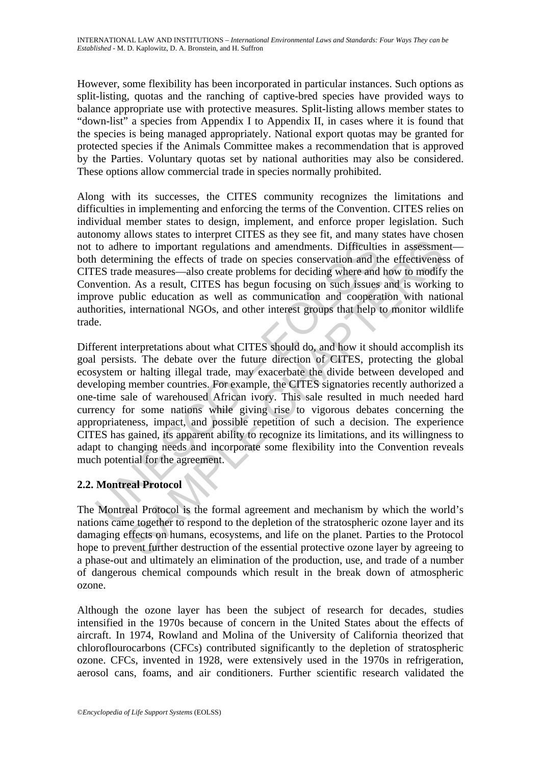However, some flexibility has been incorporated in particular instances. Such options as split-listing, quotas and the ranching of captive-bred species have provided ways to balance appropriate use with protective measures. Split-listing allows member states to "down-list" a species from Appendix I to Appendix II, in cases where it is found that the species is being managed appropriately. National export quotas may be granted for protected species if the Animals Committee makes a recommendation that is approved by the Parties. Voluntary quotas set by national authorities may also be considered. These options allow commercial trade in species normally prohibited.

Along with its successes, the CITES community recognizes the limitations and difficulties in implementing and enforcing the terms of the Convention. CITES relies on individual member states to design, implement, and enforce proper legislation. Such autonomy allows states to interpret CITES as they see fit, and many states have chosen not to adhere to important regulations and amendments. Difficulties in assessment—both determining the effects of trade on species conservation and the effectiveness of CITES trade measures—also create problems for deciding where and how to modify the Convention. As a result, CITES has begun focusing on such issues and is working to improve public education as well as communication and cooperation with national authorities, international NGOs, and other interest groups that help to monitor wildlife trade.

Different interpretations about what CITES should do, and how it should accomplish its goal persists. The debate over the future direction of CITES, protecting the global ecosystem or halting illegal trade, may exacerbate the divide between developed and developing member countries. For example, the CITES signatories recently authorized a one-time sale of warehoused African ivory. This sale resulted in much needed hard currency for some nations while giving rise to vigorous debates concerning the appropriateness, impact, and possible repetition of such a decision. The experience CITES has gained, its apparent ability to recognize its limitations, and its willingness to adapt to changing needs and incorporate some flexibility into the Convention reveals much potential for the agreement.

## 2.2. Montreal Protocol

The Montreal Protocol is the formal agreement and mechanism by which the world's nations came together to respond to the depletion of the stratospheric ozone layer and its damaging effects on humans, ecosystems, and life on the planet. Parties to the Protocol hope to prevent further destruction of the essential protective ozone layer by agreeing to a phase-out and ultimately an elimination of the production, use, and trade of a number of dangerous chemical compounds which result in the break down of atmospheric ozone.

Although the ozone layer has been the subject of research for decades, studies intensified in the 1970s because of concern in the United States about the effects of aircraft. In 1974, Rowland and Molina of the University of California theorized that chloroflourocarbons (CFCs) contributed significantly to the depletion of stratospheric ozone. CFCs, invented in 1928, were extensively used in the 1970s in refrigeration, aerosol cans, foams, and air conditioners. Further scientific research validated the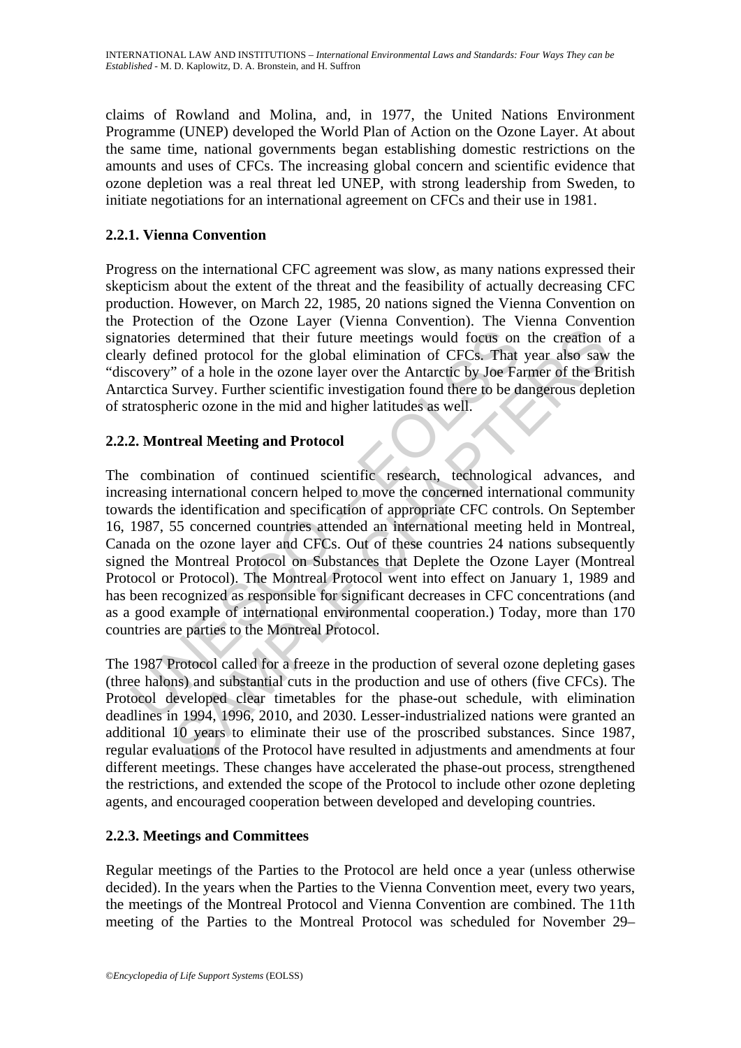claims of Rowland and Molina, and, in 1977, the United Nations Environment Programme (UNEP) developed the World Plan of Action on the Ozone Layer. At about the same time, national governments began establishing domestic restrictions on the amounts and uses of CFCs. The increasing global concern and scientific evidence that ozone depletion was a real threat led UNEP, with strong leadership from Sweden, to initiate negotiations for an international agreement on CFCs and their use in 1981.

### 2.2.1. Vienna Convention

Progress on the international CFC agreement was slow, as many nations expressed their skepticism about the extent of the threat and the feasibility of actually decreasing CFC production. However, on March 22, 1985, 20 nations signed the Vienna Convention on the Protection of the Ozone Layer (Vienna Convention). The Vienna Convention signatories determined that their future meetings would focus on the creation of a clearly defined protocol for the global elimination of CFCs. That year also saw the "discovery" of a hole in the ozone layer over the Antarctic by Joe Farmer of the British Antarctica Survey. Further scientific investigation found there to be dangerous depletion of stratospheric ozone in the mid and higher latitudes as well.

### 2.2.2. Montreal Meeting and Protocol

The combination of continued scientific research, technological advances, and increasing international concern helped to move the concerned international community towards the identification and specification of appropriate CFC controls. On September 16, 1987, 55 concerned countries attended an international meeting held in Montreal, Canada on the ozone layer and CFCs. Out of these countries 24 nations subsequently signed the Montreal Protocol on Substances that Deplete the Ozone Layer (Montreal Protocol or Protocol). The Montreal Protocol went into effect on January 1, 1989 and has been recognized as responsible for significant decreases in CFC concentrations (and as a good example of international environmental cooperation.) Today, more than 170 countries are parties to the Montreal Protocol.

The 1987 Protocol called for a freeze in the production of several ozone depleting gases (three halons) and substantial cuts in the production and use of others (five CFCs). The Protocol developed clear timetables for the phase-out schedule, with elimination deadlines in 1994, 1996, 2010, and 2030. Lesser-industrialized nations were granted an additional 10 years to eliminate their use of the proscribed substances. Since 1987, regular evaluations of the Protocol have resulted in adjustments and amendments at four different meetings. These changes have accelerated the phase-out process, strengthened the restrictions, and extended the scope of the Protocol to include other ozone depleting agents, and encouraged cooperation between developed and developing countries.

### 2.2.3. Meetings and Committees

Regular meetings of the Parties to the Protocol are held once a year (unless otherwise decided). In the years when the Parties to the Vienna Convention meet, every two years, the meetings of the Montreal Protocol and Vienna Convention are combined. The 11th meeting of the Parties to the Montreal Protocol was scheduled for November 29–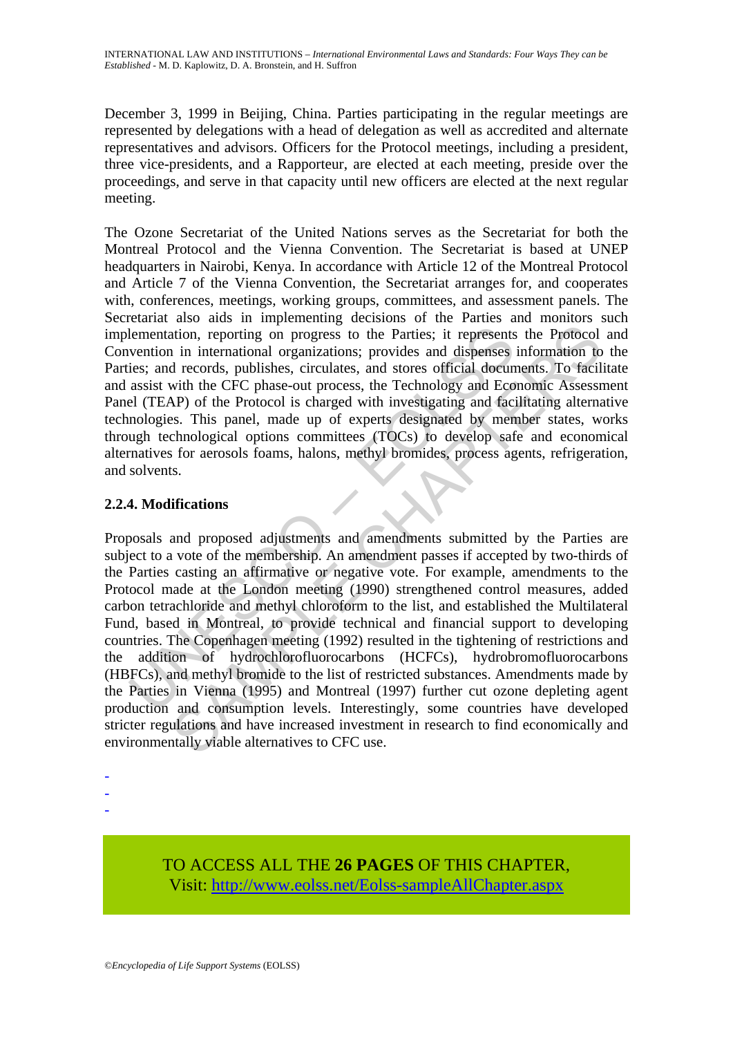December 3, 1999 in Beijing, China. Parties participating in the regular meetings are represented by delegations with a head of delegation as well as accredited and alternate representatives and advisors. Officers for the Protocol meetings, including a president, three vice-presidents, and a Rapporteur, are elected at each meeting, preside over the proceedings, and serve in that capacity until new officers are elected at the next regular meeting.

The Ozone Secretariat of the United Nations serves as the Secretariat for both the Montreal Protocol and the Vienna Convention. The Secretariat is based at UNEP headquarters in Nairobi, Kenya. In accordance with Article 12 of the Montreal Protocol and Article 7 of the Vienna Convention, the Secretariat arranges for, and cooperates with, conferences, meetings, working groups, committees, and assessment panels. The Secretariat also aids in implementing decisions of the Parties and monitors such implementation, reporting on progress to the Parties; it represents the Protocol and Convention in international organizations; provides and dispenses information to the Parties; and records, publishes, circulates, and stores official documents. To facilitate and assist with the CFC phase-out process, the Technology and Economic Assessment Panel (TEAP) of the Protocol is charged with investigating and facilitating alternative technologies. This panel, made up of experts designated by member states, works through technological options committees (TOCs) to develop safe and economical alternatives for aerosols foams, halons, methyl bromides, process agents, refrigeration, and solvents.

### 2.2.4. Modifications

Proposals and proposed adjustments and amendments submitted by the Parties are subject to a vote of the membership. An amendment passes if accepted by two-thirds of the Parties casting an affirmative or negative vote. For example, amendments to the Protocol made at the London meeting (1990) strengthened control measures, added carbon tetrachloride and methyl chloroform to the list, and established the Multilateral Fund, based in Montreal, to provide technical and financial support to developing countries. The Copenhagen meeting (1992) resulted in the tightening of restrictions and the addition of hydrochlorofluorocarbons (HCFCs), hydrobromofluorocarbons (HBFCs), and methyl bromide to the list of restricted substances. Amendments made by the Parties in Vienna (1995) and Montreal (1997) further cut ozone depleting agent production and consumption levels. Interestingly, some countries have developed stricter regulations and have increased investment in research to find economically and environmentally viable alternatives to CFC use.

-
-
-

TO ACCESS ALL THE **26 PAGES** OF THIS CHAPTER,
Visit: http://www.eolss.net/Eolss-sampleAllChapter.aspx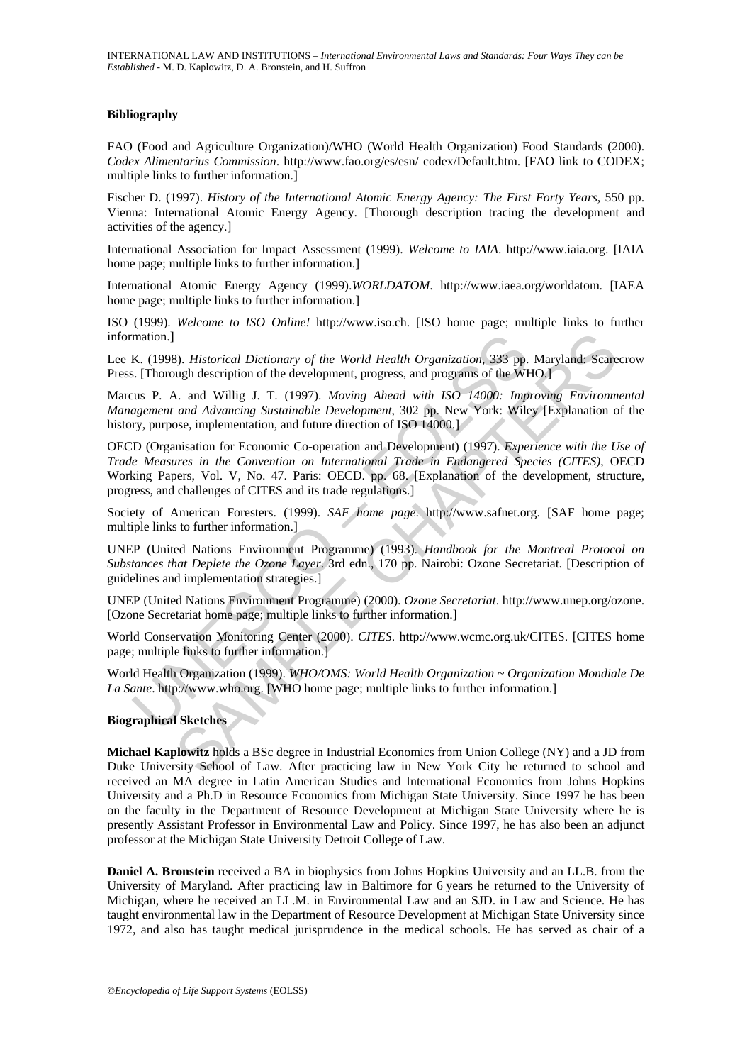### Bibliography

FAO (Food and Agriculture Organization)/WHO (World Health Organization) Food Standards (2000). *Codex Alimentarius Commission*. http://www.fao.org/es/esn/ codex/Default.htm. [FAO link to CODEX; multiple links to further information.]

Fischer D. (1997). *History of the International Atomic Energy Agency: The First Forty Years*, 550 pp. Vienna: International Atomic Energy Agency. [Thorough description tracing the development and activities of the agency.]

International Association for Impact Assessment (1999). *Welcome to IAIA*. http://www.iaia.org. [IAIA home page; multiple links to further information.]

International Atomic Energy Agency (1999).*WORLDATOM*. http://www.iaea.org/worldatom. [IAEA home page; multiple links to further information.]

ISO (1999). *Welcome to ISO Online!* http://www.iso.ch. [ISO home page; multiple links to further information.]

Lee K. (1998). *Historical Dictionary of the World Health Organization*, 333 pp. Maryland: Scarecrow Press. [Thorough description of the development, progress, and programs of the WHO.]

Marcus P. A. and Willig J. T. (1997). *Moving Ahead with ISO 14000: Improving Environmental Management and Advancing Sustainable Development*, 302 pp. New York: Wiley [Explanation of the history, purpose, implementation, and future direction of ISO 14000.]

OECD (Organisation for Economic Co-operation and Development) (1997). *Experience with the Use of Trade Measures in the Convention on International Trade in Endangered Species (CITES)*, OECD Working Papers, Vol. V, No. 47. Paris: OECD. pp. 68. [Explanation of the development, structure, progress, and challenges of CITES and its trade regulations.]

Society of American Foresters. (1999). *SAF home page*. http://www.safnet.org. [SAF home page; multiple links to further information.]

UNEP (United Nations Environment Programme) (1993). *Handbook for the Montreal Protocol on Substances that Deplete the Ozone Layer*. 3rd edn., 170 pp. Nairobi: Ozone Secretariat. [Description of guidelines and implementation strategies.]

UNEP (United Nations Environment Programme) (2000). *Ozone Secretariat*. http://www.unep.org/ozone. [Ozone Secretariat home page; multiple links to further information.]

World Conservation Monitoring Center (2000). *CITES*. http://www.wcmc.org.uk/CITES. [CITES home page; multiple links to further information.]

World Health Organization (1999). *WHO/OMS: World Health Organization ~ Organization Mondiale De La Sante*. http://www.who.org. [WHO home page; multiple links to further information.]

### Biographical Sketches

**Michael Kaplowitz** holds a BSc degree in Industrial Economics from Union College (NY) and a JD from Duke University School of Law. After practicing law in New York City he returned to school and received an MA degree in Latin American Studies and International Economics from Johns Hopkins University and a Ph.D in Resource Economics from Michigan State University. Since 1997 he has been on the faculty in the Department of Resource Development at Michigan State University where he is presently Assistant Professor in Environmental Law and Policy. Since 1997, he has also been an adjunct professor at the Michigan State University Detroit College of Law.

**Daniel A. Bronstein** received a BA in biophysics from Johns Hopkins University and an LL.B. from the University of Maryland. After practicing law in Baltimore for 6 years he returned to the University of Michigan, where he received an LL.M. in Environmental Law and an SJD. in Law and Science. He has taught environmental law in the Department of Resource Development at Michigan State University since 1972, and also has taught medical jurisprudence in the medical schools. He has served as chair of a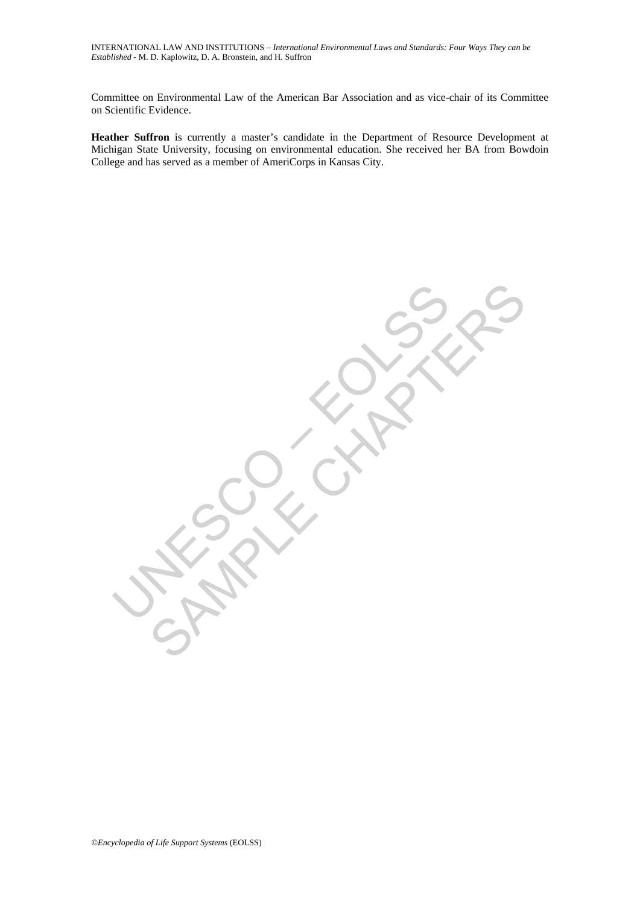Committee on Environmental Law of the American Bar Association and as vice-chair of its Committee on Scientific Evidence.

**Heather Suffron** is currently a master's candidate in the Department of Resource Development at Michigan State University, focusing on environmental education. She received her BA from Bowdoin College and has served as a member of AmeriCorps in Kansas City.